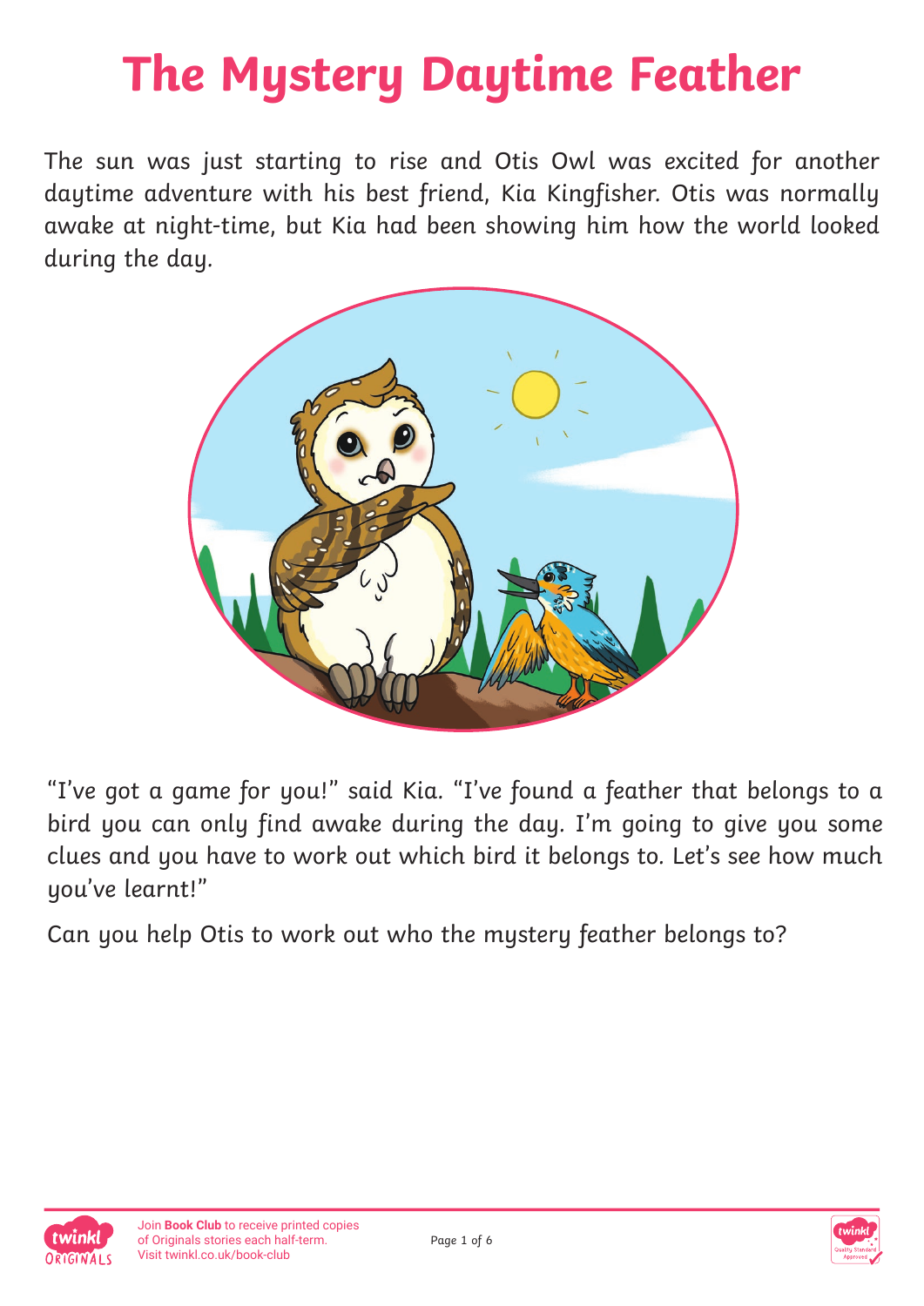# The Mystery Daytime Feather

The sun was just starting to rise and Otis Owl was excited for another daytime adventure with his best friend, Kia Kingfisher. Otis was normally awake at night-time, but Kia had been showing him how the world looked during the day.

"I've got a game for you!" said Kia. "I've found a feather that belongs to a bird you can only find awake during the day. I'm going to give you some clues and you have to work out which bird it belongs to. Let's see how much you've learnt!"

Can you help Otis to work out who the mystery feather belongs to?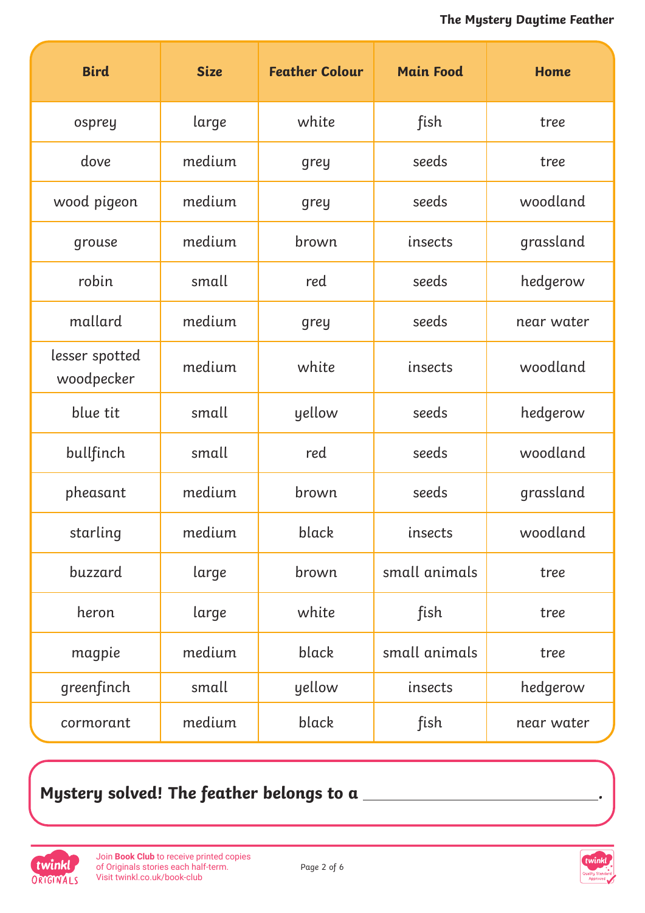| Bird | Size | Feather Colour | Main Food | Home |
|---|---|---|---|---|
| osprey | large | white | fish | tree |
| dove | medium | grey | seeds | tree |
| wood pigeon | medium | grey | seeds | woodland |
| grouse | medium | brown | insects | grassland |
| robin | small | red | seeds | hedgerow |
| mallard | medium | grey | seeds | near water |
| lesser spotted woodpecker | medium | white | insects | woodland |
| blue tit | small | yellow | seeds | hedgerow |
| bullfinch | small | red | seeds | woodland |
| pheasant | medium | brown | seeds | grassland |
| starling | medium | black | insects | woodland |
| buzzard | large | brown | small animals | tree |
| heron | large | white | fish | tree |
| magpie | medium | black | small animals | tree |
| greenfinch | small | yellow | insects | hedgerow |
| cormorant | medium | black | fish | near water |

**Mystery solved! The feather belongs to a \_\_\_\_\_\_\_\_\_\_\_\_\_\_\_\_\_\_\_\_\_\_\_\_\_\_\_\_.**

Join **Book Club** to receive printed copies of Originals stories each half-term. Visit twinkl.co.uk/book-club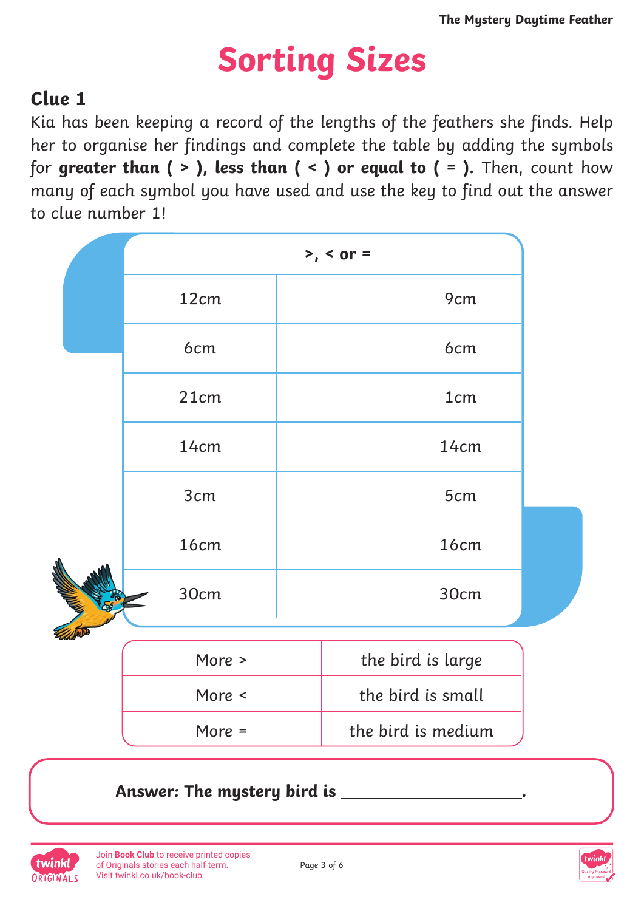# Sorting Sizes

## Clue 1

Kia has been keeping a record of the lengths of the feathers she finds. Help her to organise her findings and complete the table by adding the symbols for **greater than ( > ), less than ( < ) or equal to ( = ).** Then, count how many of each symbol you have used and use the key to find out the answer to clue number 1!

| | >, < or = | |
|---|---|---|
| 12cm | | 9cm |
| 6cm | | 6cm |
| 21cm | | 1cm |
| 14cm | | 14cm |
| 3cm | | 5cm |
| 16cm | | 16cm |
| 30cm | | 30cm |

| | |
|---|---|
| More > | the bird is large |
| More < | the bird is small |
| More = | the bird is medium |

**Answer: The mystery bird is \_\_\_\_\_\_\_\_\_\_\_\_\_\_\_\_\_\_\_\_.**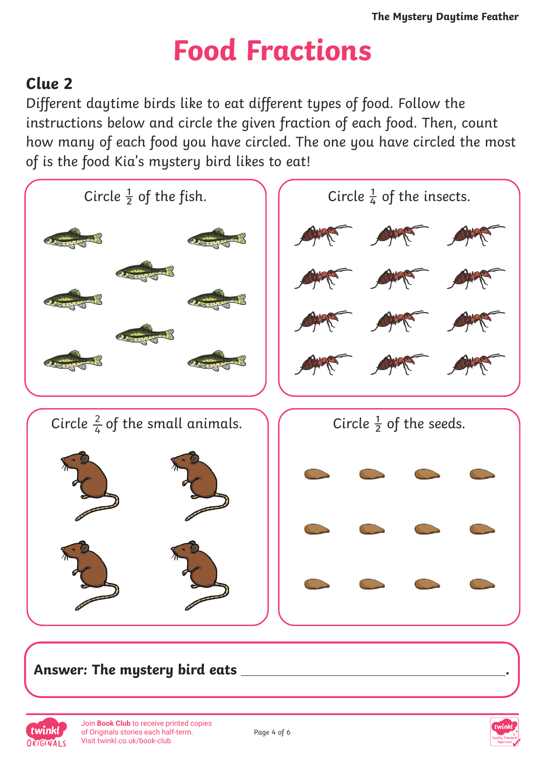# Food Fractions

## Clue 2

Different daytime birds like to eat different types of food. Follow the instructions below and circle the given fraction of each food. Then, count how many of each food you have circled. The one you have circled the most of is the food Kia's mystery bird likes to eat!

Circle $\frac{1}{2}$ of the fish.

Circle $\frac{1}{4}$ of the insects.

Circle $\frac{2}{4}$ of the small animals.

Circle $\frac{1}{2}$ of the seeds.

**Answer: The mystery bird eats** \_\_\_\_\_\_\_\_\_\_\_\_\_\_\_\_\_\_\_\_\_\_\_\_\_\_\_\_\_\_\_\_\_\_\_\_\_\_\_\_**.**

Join **Book Club** to receive printed copies of Originals stories each half-term. Visit twinkl.co.uk/book-club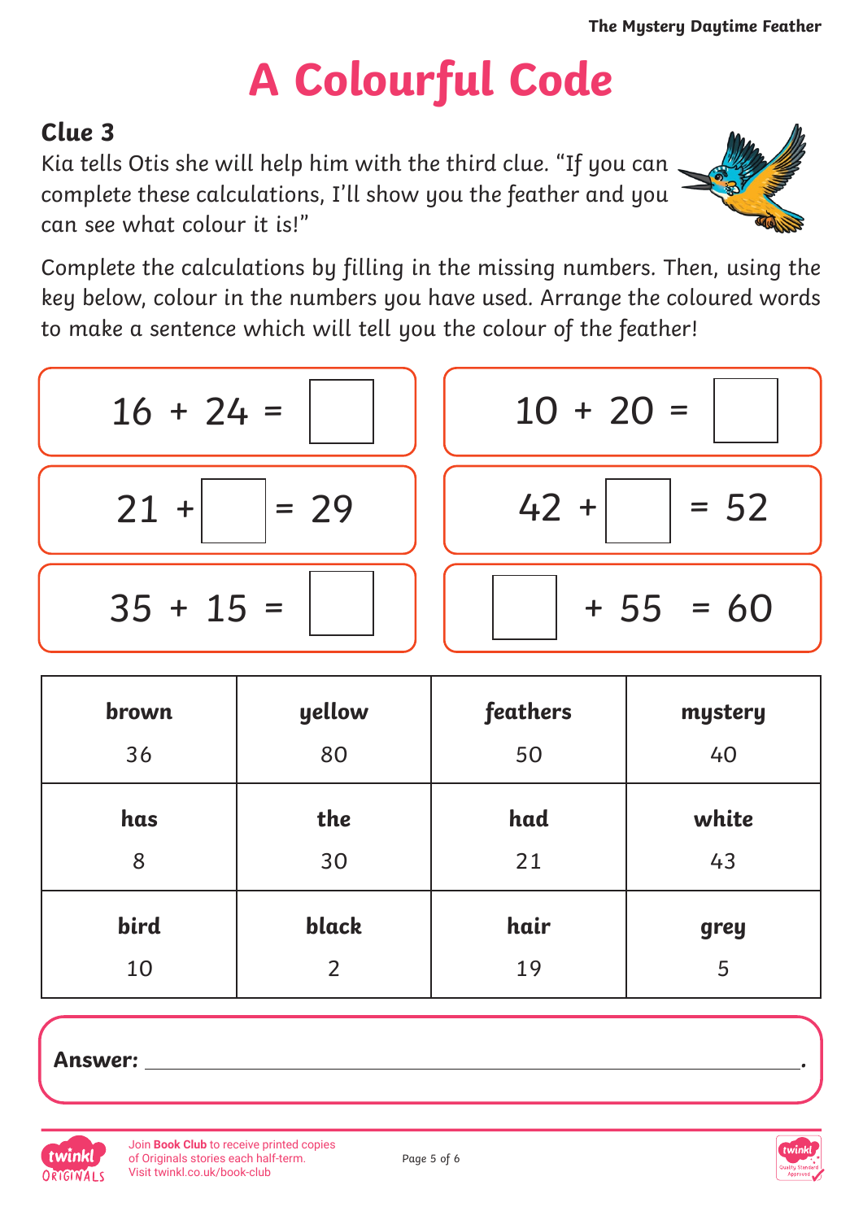# A Colourful Code

**Clue 3**

Kia tells Otis she will help him with the third clue. "If you can complete these calculations, I'll show you the feather and you can see what colour it is!"

Complete the calculations by filling in the missing numbers. Then, using the key below, colour in the numbers you have used. Arrange the coloured words to make a sentence which will tell you the colour of the feather!

| | |
|---|---|
| $16 + 24 = \square$ | $10 + 20 = \square$ |
| $21 + \square = 29$ | $42 + \square = 52$ |
| $35 + 15 = \square$ | $\square + 55 = 60$ |

| | | | |
|---|---|---|---|
| **brown** 36 | **yellow** 80 | **feathers** 50 | **mystery** 40 |
| **has** 8 | **the** 30 | **had** 21 | **white** 43 |
| **bird** 10 | **black** 2 | **hair** 19 | **grey** 5 |

**Answer:** ______________________________.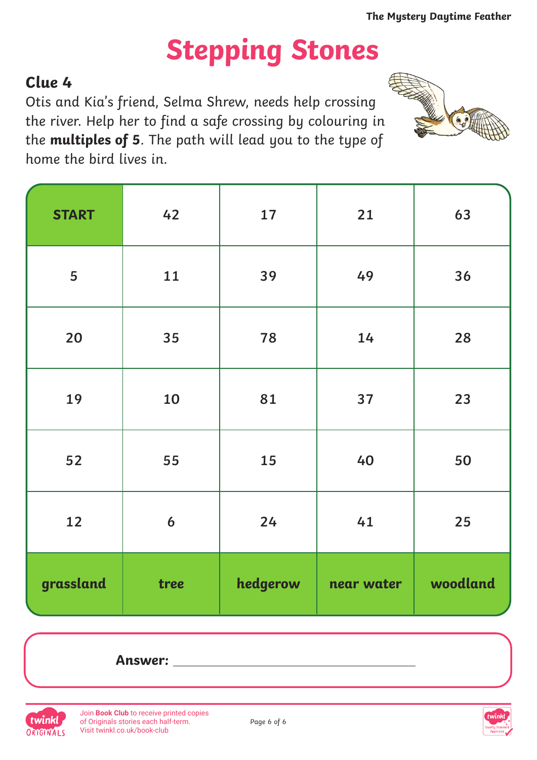# Stepping Stones

## Clue 4

Otis and Kia's friend, Selma Shrew, needs help crossing the river. Help her to find a safe crossing by colouring in the **multiples of 5**. The path will lead you to the type of home the bird lives in.

| START | 42 | 17 | 21 | 63 |
|---|---|---|---|---|
| 5 | 11 | 39 | 49 | 36 |
| 20 | 35 | 78 | 14 | 28 |
| 19 | 10 | 81 | 37 | 23 |
| 52 | 55 | 15 | 40 | 50 |
| 12 | 6 | 24 | 41 | 25 |
| **grassland** | **tree** | **hedgerow** | **near water** | **woodland** |

**Answer:** ___________________________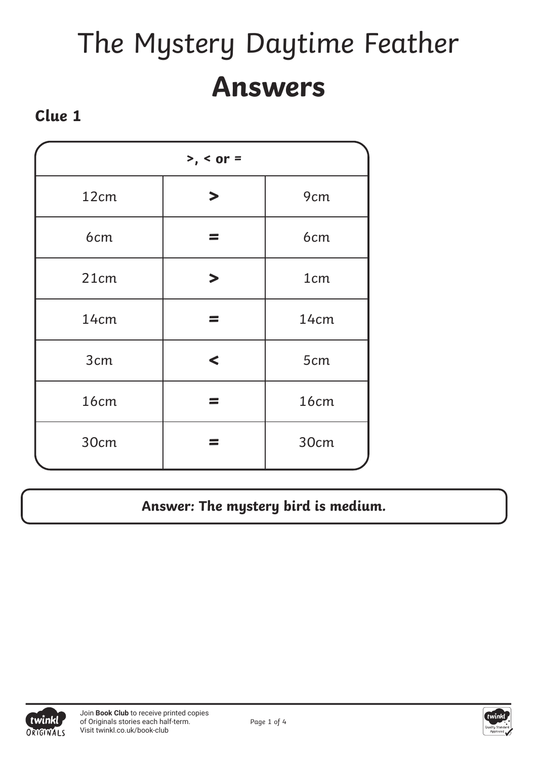# The Mystery Daytime Feather

# Answers

### Clue 1

| >, < or = | | |
|---|---|---|
| 12cm | > | 9cm |
| 6cm | = | 6cm |
| 21cm | > | 1cm |
| 14cm | = | 14cm |
| 3cm | < | 5cm |
| 16cm | = | 16cm |
| 30cm | = | 30cm |

**Answer: The mystery bird is medium.**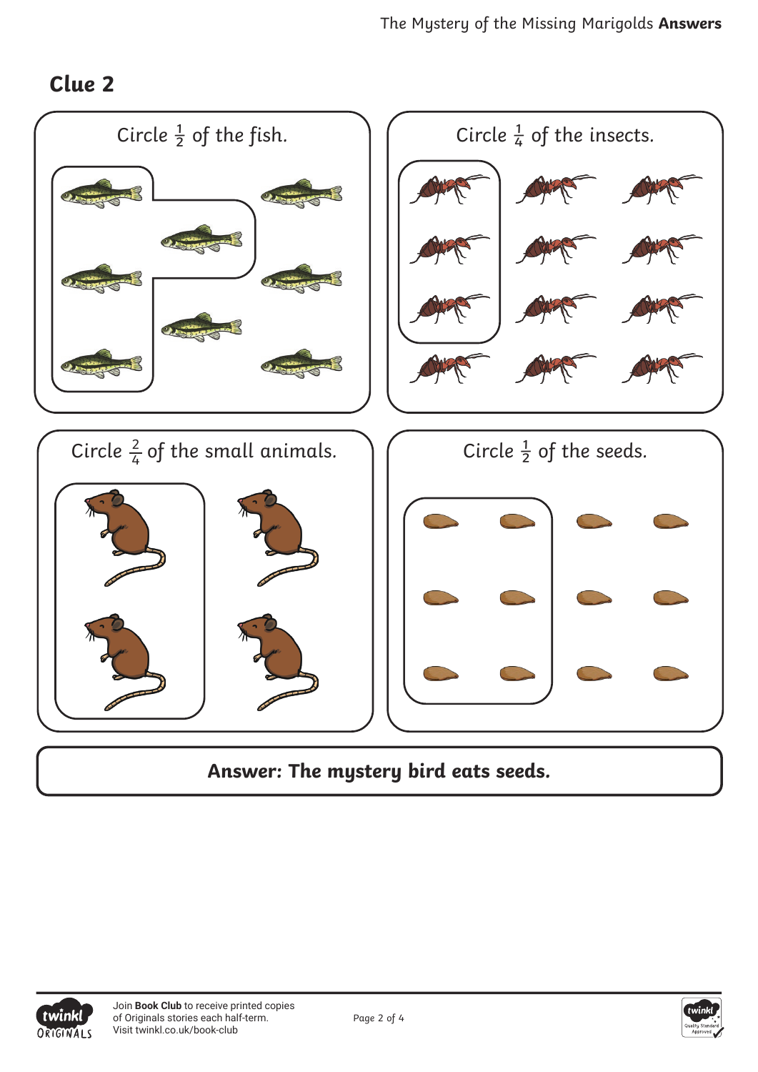## Clue 2

Circle $\frac{1}{2}$ of the fish.

Circle $\frac{1}{4}$ of the insects.

Circle $\frac{2}{4}$ of the small animals.

Circle $\frac{1}{2}$ of the seeds.

**Answer: The mystery bird eats seeds.**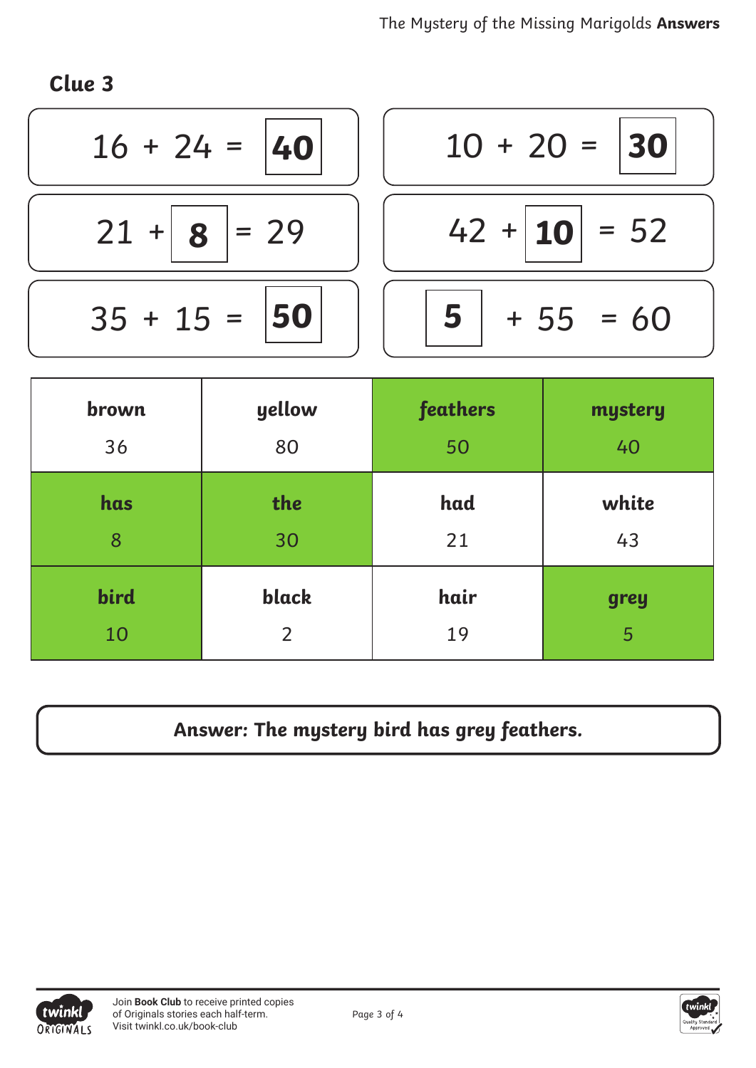## Clue 3

| | |
|---|---|
| $16 + 24 =$ **40** | $10 + 20 =$ **30** |
| $21 +$ **8** $= 29$ | $42 +$ **10** $= 52$ |
| $35 + 15 =$ **50** | **5** $+ 55 = 60$ |

| brown | yellow | feathers | mystery |
|---|---|---|---|
| 36 | 80 | 50 | 40 |
| **has** | **the** | **had** | **white** |
| 8 | 30 | 21 | 43 |
| **bird** | **black** | **hair** | **grey** |
| 10 | 2 | 19 | 5 |

**Answer: The mystery bird has grey feathers.**

Join **Book Club** to receive printed copies of Originals stories each half-term.
Visit twinkl.co.uk/book-club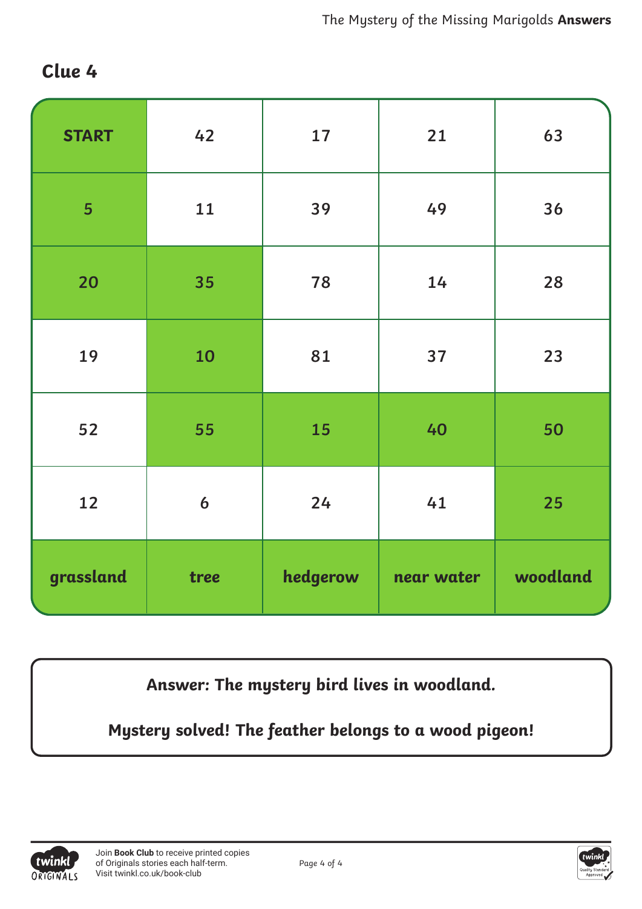## Clue 4

| | | | | |
|---|---|---|---|---|
| **START** | 42 | 17 | 21 | 63 |
| 5 | 11 | 39 | 49 | 36 |
| 20 | 35 | 78 | 14 | 28 |
| 19 | 10 | 81 | 37 | 23 |
| 52 | 55 | 15 | 40 | 50 |
| 12 | 6 | 24 | 41 | 25 |
| **grassland** | **tree** | **hedgerow** | **near water** | **woodland** |

**Answer: The mystery bird lives in woodland.**

**Mystery solved! The feather belongs to a wood pigeon!**

Join **Book Club** to receive printed copies of Originals stories each half-term.
Visit twinkl.co.uk/book-club